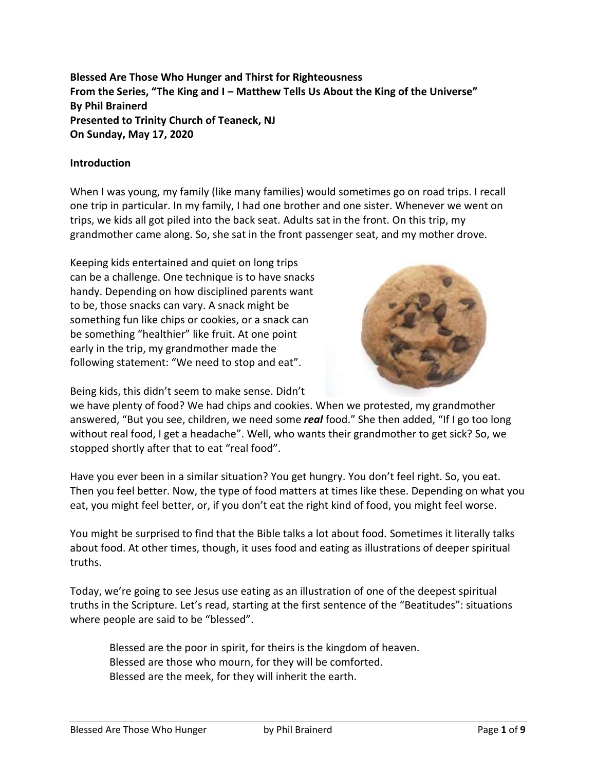**Blessed Are Those Who Hunger and Thirst for Righteousness**
**From the Series, "The King and I – Matthew Tells Us About the King of the Universe"**
**By Phil Brainerd**
**Presented to Trinity Church of Teaneck, NJ**
**On Sunday, May 17, 2020**

## Introduction

When I was young, my family (like many families) would sometimes go on road trips. I recall one trip in particular. In my family, I had one brother and one sister. Whenever we went on trips, we kids all got piled into the back seat. Adults sat in the front. On this trip, my grandmother came along. So, she sat in the front passenger seat, and my mother drove.

Keeping kids entertained and quiet on long trips can be a challenge. One technique is to have snacks handy. Depending on how disciplined parents want to be, those snacks can vary. A snack might be something fun like chips or cookies, or a snack can be something "healthier" like fruit. At one point early in the trip, my grandmother made the following statement: "We need to stop and eat".

Being kids, this didn't seem to make sense. Didn't we have plenty of food? We had chips and cookies. When we protested, my grandmother answered, "But you see, children, we need some ***real*** food." She then added, "If I go too long without real food, I get a headache". Well, who wants their grandmother to get sick? So, we stopped shortly after that to eat "real food".

Have you ever been in a similar situation? You get hungry. You don't feel right. So, you eat. Then you feel better. Now, the type of food matters at times like these. Depending on what you eat, you might feel better, or, if you don't eat the right kind of food, you might feel worse.

You might be surprised to find that the Bible talks a lot about food. Sometimes it literally talks about food. At other times, though, it uses food and eating as illustrations of deeper spiritual truths.

Today, we're going to see Jesus use eating as an illustration of one of the deepest spiritual truths in the Scripture. Let's read, starting at the first sentence of the "Beatitudes": situations where people are said to be "blessed".

> Blessed are the poor in spirit, for theirs is the kingdom of heaven.
> Blessed are those who mourn, for they will be comforted.
> Blessed are the meek, for they will inherit the earth.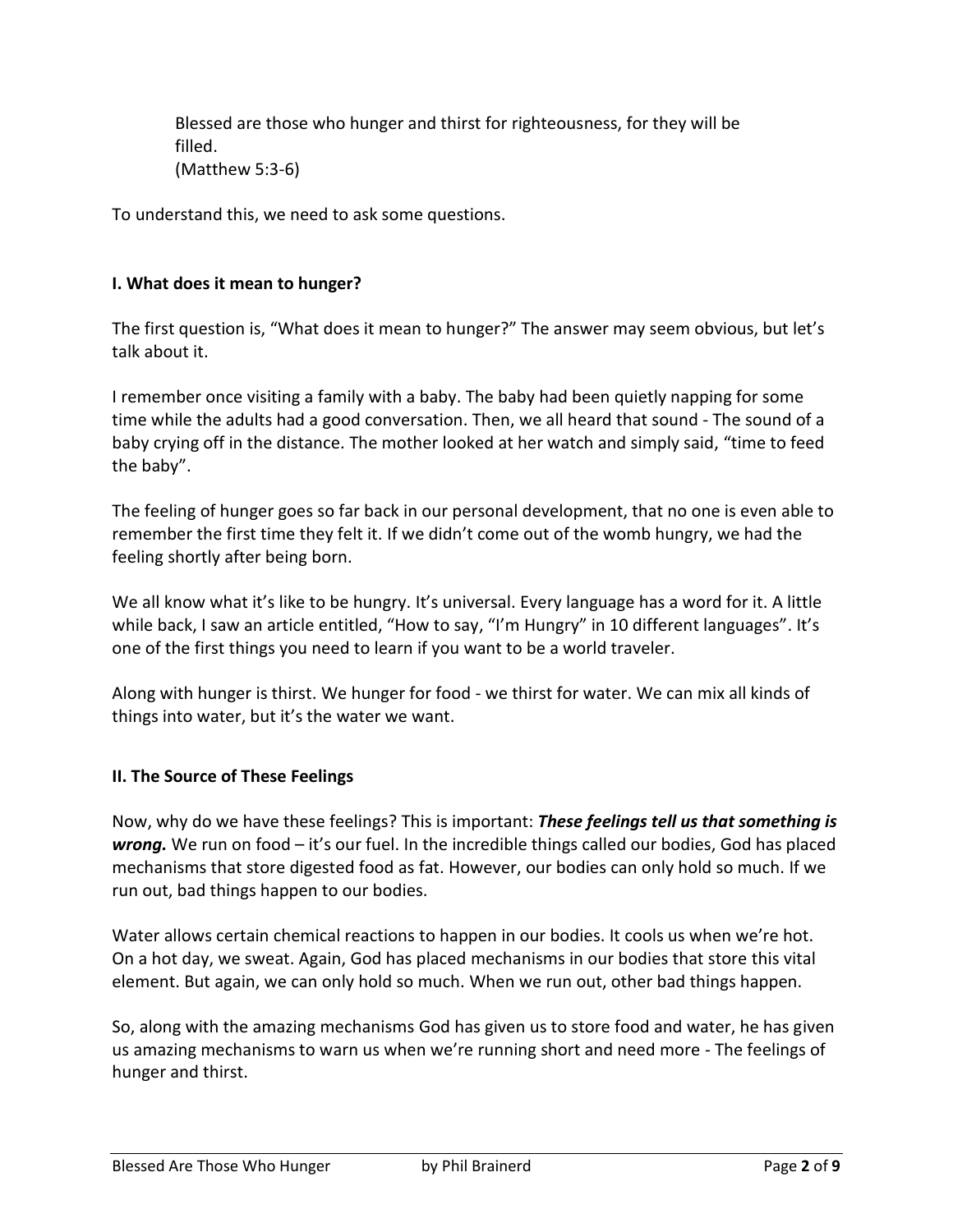> Blessed are those who hunger and thirst for righteousness, for they will be filled.
> (Matthew 5:3-6)

To understand this, we need to ask some questions.

**I. What does it mean to hunger?**

The first question is, "What does it mean to hunger?" The answer may seem obvious, but let's talk about it.

I remember once visiting a family with a baby. The baby had been quietly napping for some time while the adults had a good conversation. Then, we all heard that sound - The sound of a baby crying off in the distance. The mother looked at her watch and simply said, "time to feed the baby".

The feeling of hunger goes so far back in our personal development, that no one is even able to remember the first time they felt it. If we didn't come out of the womb hungry, we had the feeling shortly after being born.

We all know what it's like to be hungry. It's universal. Every language has a word for it. A little while back, I saw an article entitled, "How to say, "I'm Hungry" in 10 different languages". It's one of the first things you need to learn if you want to be a world traveler.

Along with hunger is thirst. We hunger for food - we thirst for water. We can mix all kinds of things into water, but it's the water we want.

**II. The Source of These Feelings**

Now, why do we have these feelings? This is important: ***These feelings tell us that something is wrong.*** We run on food – it's our fuel. In the incredible things called our bodies, God has placed mechanisms that store digested food as fat. However, our bodies can only hold so much. If we run out, bad things happen to our bodies.

Water allows certain chemical reactions to happen in our bodies. It cools us when we're hot. On a hot day, we sweat. Again, God has placed mechanisms in our bodies that store this vital element. But again, we can only hold so much. When we run out, other bad things happen.

So, along with the amazing mechanisms God has given us to store food and water, he has given us amazing mechanisms to warn us when we're running short and need more - The feelings of hunger and thirst.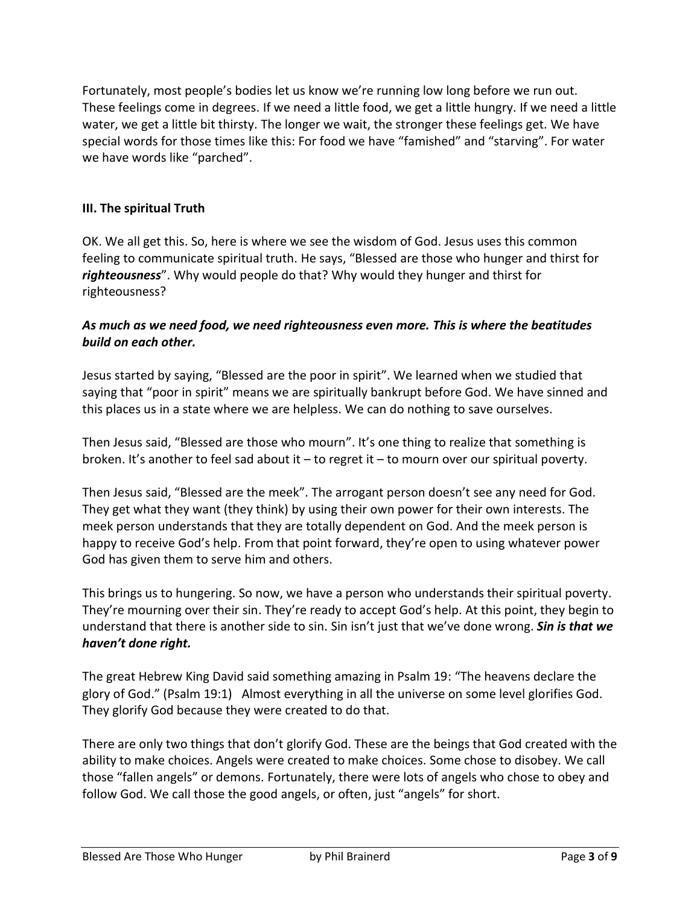Fortunately, most people's bodies let us know we're running low long before we run out. These feelings come in degrees. If we need a little food, we get a little hungry. If we need a little water, we get a little bit thirsty. The longer we wait, the stronger these feelings get. We have special words for those times like this: For food we have "famished" and "starving". For water we have words like "parched".

### III. The spiritual Truth

OK. We all get this. So, here is where we see the wisdom of God. Jesus uses this common feeling to communicate spiritual truth. He says, "Blessed are those who hunger and thirst for ***righteousness***". Why would people do that? Why would they hunger and thirst for righteousness?

***As much as we need food, we need righteousness even more. This is where the beatitudes build on each other.***

Jesus started by saying, "Blessed are the poor in spirit". We learned when we studied that saying that "poor in spirit" means we are spiritually bankrupt before God. We have sinned and this places us in a state where we are helpless. We can do nothing to save ourselves.

Then Jesus said, "Blessed are those who mourn". It's one thing to realize that something is broken. It's another to feel sad about it – to regret it – to mourn over our spiritual poverty.

Then Jesus said, "Blessed are the meek". The arrogant person doesn't see any need for God. They get what they want (they think) by using their own power for their own interests. The meek person understands that they are totally dependent on God. And the meek person is happy to receive God's help. From that point forward, they're open to using whatever power God has given them to serve him and others.

This brings us to hungering. So now, we have a person who understands their spiritual poverty. They're mourning over their sin. They're ready to accept God's help. At this point, they begin to understand that there is another side to sin. Sin isn't just that we've done wrong. ***Sin is that we haven't done right.***

The great Hebrew King David said something amazing in Psalm 19: "The heavens declare the glory of God." (Psalm 19:1) Almost everything in all the universe on some level glorifies God. They glorify God because they were created to do that.

There are only two things that don't glorify God. These are the beings that God created with the ability to make choices. Angels were created to make choices. Some chose to disobey. We call those "fallen angels" or demons. Fortunately, there were lots of angels who chose to obey and follow God. We call those the good angels, or often, just "angels" for short.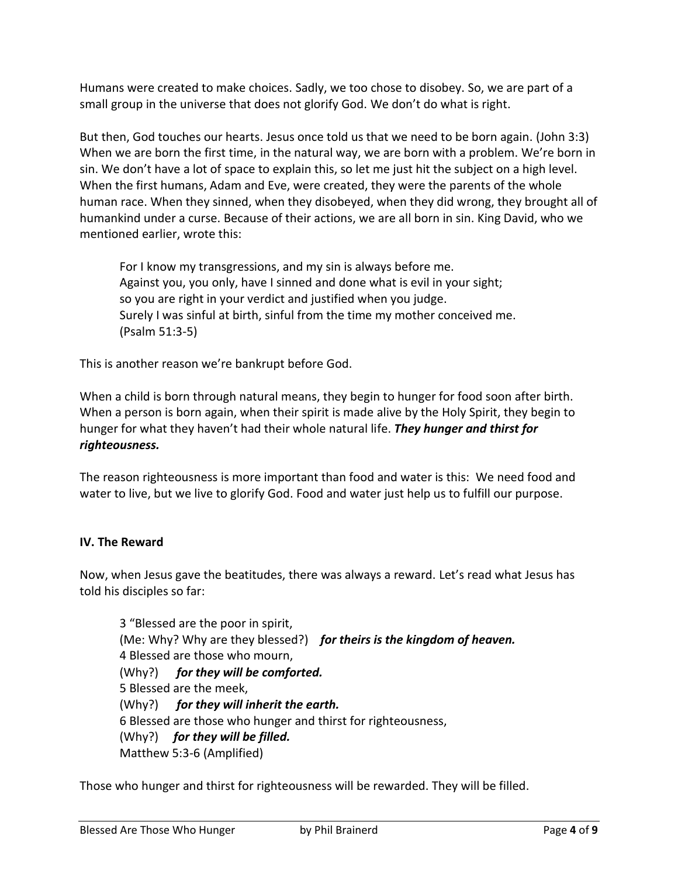Humans were created to make choices. Sadly, we too chose to disobey. So, we are part of a small group in the universe that does not glorify God. We don't do what is right.

But then, God touches our hearts. Jesus once told us that we need to be born again. (John 3:3) When we are born the first time, in the natural way, we are born with a problem. We're born in sin. We don't have a lot of space to explain this, so let me just hit the subject on a high level. When the first humans, Adam and Eve, were created, they were the parents of the whole human race. When they sinned, when they disobeyed, when they did wrong, they brought all of humankind under a curse. Because of their actions, we are all born in sin. King David, who we mentioned earlier, wrote this:

> For I know my transgressions, and my sin is always before me.
> Against you, you only, have I sinned and done what is evil in your sight;
> so you are right in your verdict and justified when you judge.
> Surely I was sinful at birth, sinful from the time my mother conceived me.
> (Psalm 51:3-5)

This is another reason we're bankrupt before God.

When a child is born through natural means, they begin to hunger for food soon after birth. When a person is born again, when their spirit is made alive by the Holy Spirit, they begin to hunger for what they haven't had their whole natural life. ***They hunger and thirst for righteousness.***

The reason righteousness is more important than food and water is this: We need food and water to live, but we live to glorify God. Food and water just help us to fulfill our purpose.

**IV. The Reward**

Now, when Jesus gave the beatitudes, there was always a reward. Let's read what Jesus has told his disciples so far:

> 3 "Blessed are the poor in spirit,
> (Me: Why? Why are they blessed?) ***for theirs is the kingdom of heaven.***
> 4 Blessed are those who mourn,
> (Why?) ***for they will be comforted.***
> 5 Blessed are the meek,
> (Why?) ***for they will inherit the earth.***
> 6 Blessed are those who hunger and thirst for righteousness,
> (Why?) ***for they will be filled.***
> Matthew 5:3-6 (Amplified)

Those who hunger and thirst for righteousness will be rewarded. They will be filled.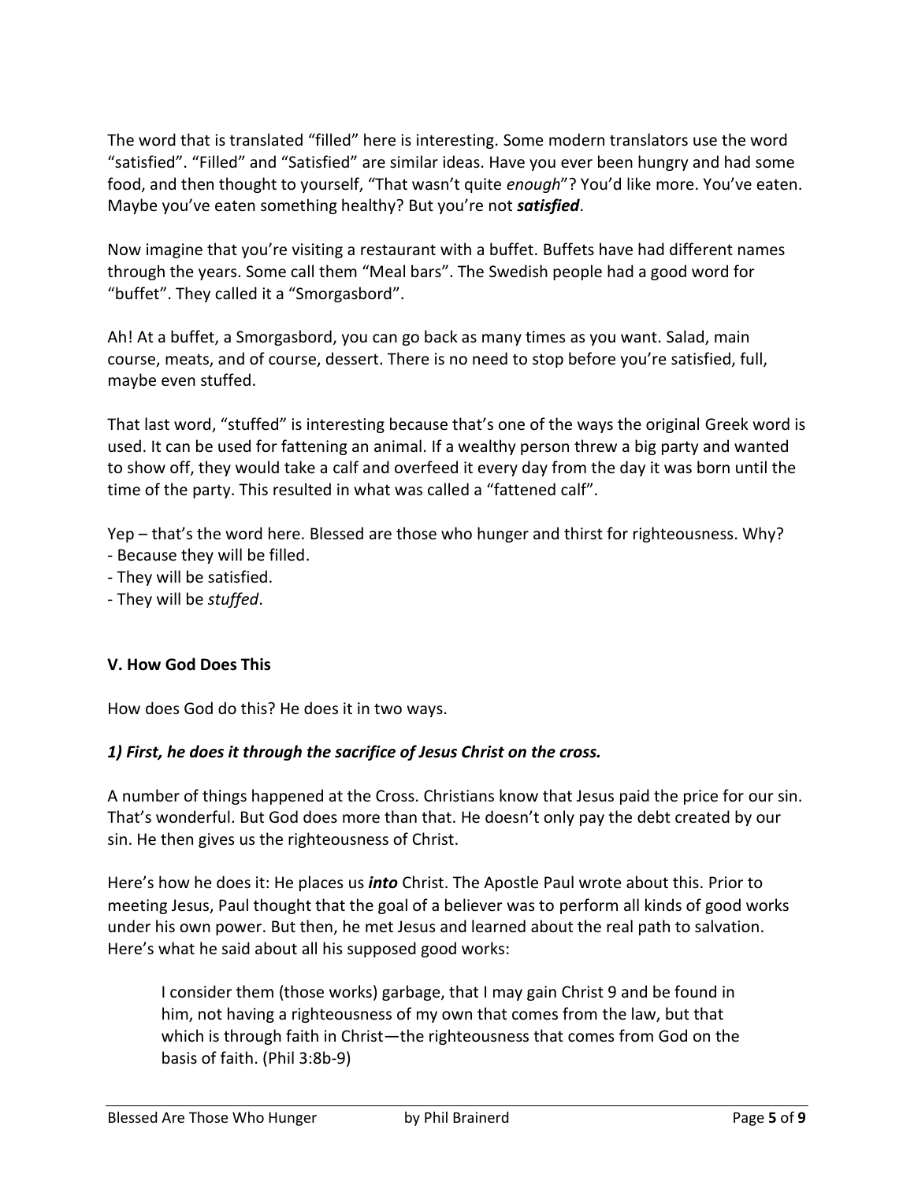The word that is translated "filled" here is interesting. Some modern translators use the word "satisfied". "Filled" and "Satisfied" are similar ideas. Have you ever been hungry and had some food, and then thought to yourself, "That wasn't quite *enough*"? You'd like more. You've eaten. Maybe you've eaten something healthy? But you're not ***satisfied***.

Now imagine that you're visiting a restaurant with a buffet. Buffets have had different names through the years. Some call them "Meal bars". The Swedish people had a good word for "buffet". They called it a "Smorgasbord".

Ah! At a buffet, a Smorgasbord, you can go back as many times as you want. Salad, main course, meats, and of course, dessert. There is no need to stop before you're satisfied, full, maybe even stuffed.

That last word, "stuffed" is interesting because that's one of the ways the original Greek word is used. It can be used for fattening an animal. If a wealthy person threw a big party and wanted to show off, they would take a calf and overfeed it every day from the day it was born until the time of the party. This resulted in what was called a "fattened calf".

Yep – that's the word here. Blessed are those who hunger and thirst for righteousness. Why?
- Because they will be filled.
- They will be satisfied.
- They will be *stuffed*.

### V. How God Does This

How does God do this? He does it in two ways.

***1) First, he does it through the sacrifice of Jesus Christ on the cross.***

A number of things happened at the Cross. Christians know that Jesus paid the price for our sin. That's wonderful. But God does more than that. He doesn't only pay the debt created by our sin. He then gives us the righteousness of Christ.

Here's how he does it: He places us ***into*** Christ. The Apostle Paul wrote about this. Prior to meeting Jesus, Paul thought that the goal of a believer was to perform all kinds of good works under his own power. But then, he met Jesus and learned about the real path to salvation. Here's what he said about all his supposed good works:

> I consider them (those works) garbage, that I may gain Christ 9 and be found in him, not having a righteousness of my own that comes from the law, but that which is through faith in Christ—the righteousness that comes from God on the basis of faith. (Phil 3:8b-9)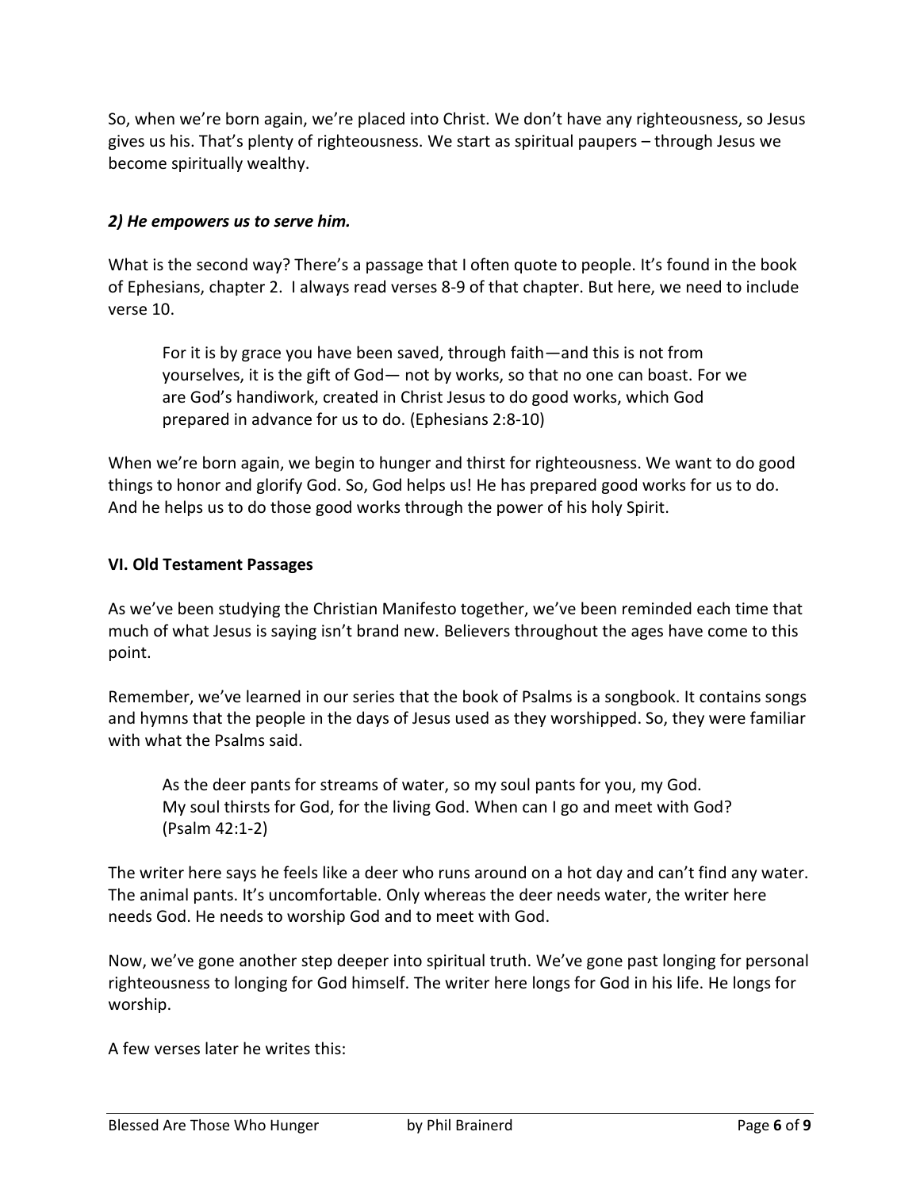So, when we're born again, we're placed into Christ. We don't have any righteousness, so Jesus gives us his. That's plenty of righteousness. We start as spiritual paupers – through Jesus we become spiritually wealthy.

### *2) He empowers us to serve him.*

What is the second way? There's a passage that I often quote to people. It's found in the book of Ephesians, chapter 2. I always read verses 8-9 of that chapter. But here, we need to include verse 10.

> For it is by grace you have been saved, through faith—and this is not from yourselves, it is the gift of God— not by works, so that no one can boast. For we are God's handiwork, created in Christ Jesus to do good works, which God prepared in advance for us to do. (Ephesians 2:8-10)

When we're born again, we begin to hunger and thirst for righteousness. We want to do good things to honor and glorify God. So, God helps us! He has prepared good works for us to do. And he helps us to do those good works through the power of his holy Spirit.

## VI. Old Testament Passages

As we've been studying the Christian Manifesto together, we've been reminded each time that much of what Jesus is saying isn't brand new. Believers throughout the ages have come to this point.

Remember, we've learned in our series that the book of Psalms is a songbook. It contains songs and hymns that the people in the days of Jesus used as they worshipped. So, they were familiar with what the Psalms said.

> As the deer pants for streams of water, so my soul pants for you, my God.
> My soul thirsts for God, for the living God. When can I go and meet with God?
> (Psalm 42:1-2)

The writer here says he feels like a deer who runs around on a hot day and can't find any water. The animal pants. It's uncomfortable. Only whereas the deer needs water, the writer here needs God. He needs to worship God and to meet with God.

Now, we've gone another step deeper into spiritual truth. We've gone past longing for personal righteousness to longing for God himself. The writer here longs for God in his life. He longs for worship.

A few verses later he writes this: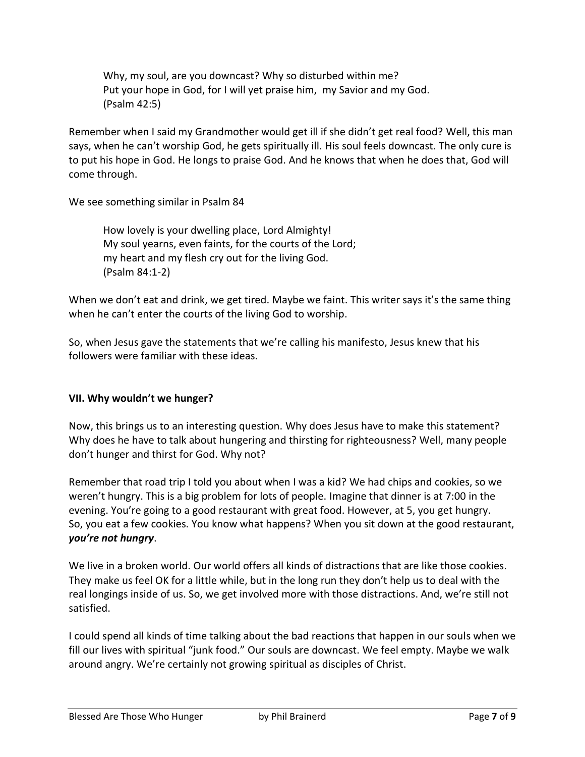> Why, my soul, are you downcast? Why so disturbed within me?
> Put your hope in God, for I will yet praise him, my Savior and my God.
> (Psalm 42:5)

Remember when I said my Grandmother would get ill if she didn't get real food? Well, this man says, when he can't worship God, he gets spiritually ill. His soul feels downcast. The only cure is to put his hope in God. He longs to praise God. And he knows that when he does that, God will come through.

We see something similar in Psalm 84

> How lovely is your dwelling place, Lord Almighty!
> My soul yearns, even faints, for the courts of the Lord;
> my heart and my flesh cry out for the living God.
> (Psalm 84:1-2)

When we don't eat and drink, we get tired. Maybe we faint. This writer says it's the same thing when he can't enter the courts of the living God to worship.

So, when Jesus gave the statements that we're calling his manifesto, Jesus knew that his followers were familiar with these ideas.

**VII. Why wouldn't we hunger?**

Now, this brings us to an interesting question. Why does Jesus have to make this statement? Why does he have to talk about hungering and thirsting for righteousness? Well, many people don't hunger and thirst for God. Why not?

Remember that road trip I told you about when I was a kid? We had chips and cookies, so we weren't hungry. This is a big problem for lots of people. Imagine that dinner is at 7:00 in the evening. You're going to a good restaurant with great food. However, at 5, you get hungry. So, you eat a few cookies. You know what happens? When you sit down at the good restaurant, ***you're not hungry***.

We live in a broken world. Our world offers all kinds of distractions that are like those cookies. They make us feel OK for a little while, but in the long run they don't help us to deal with the real longings inside of us. So, we get involved more with those distractions. And, we're still not satisfied.

I could spend all kinds of time talking about the bad reactions that happen in our souls when we fill our lives with spiritual "junk food." Our souls are downcast. We feel empty. Maybe we walk around angry. We're certainly not growing spiritual as disciples of Christ.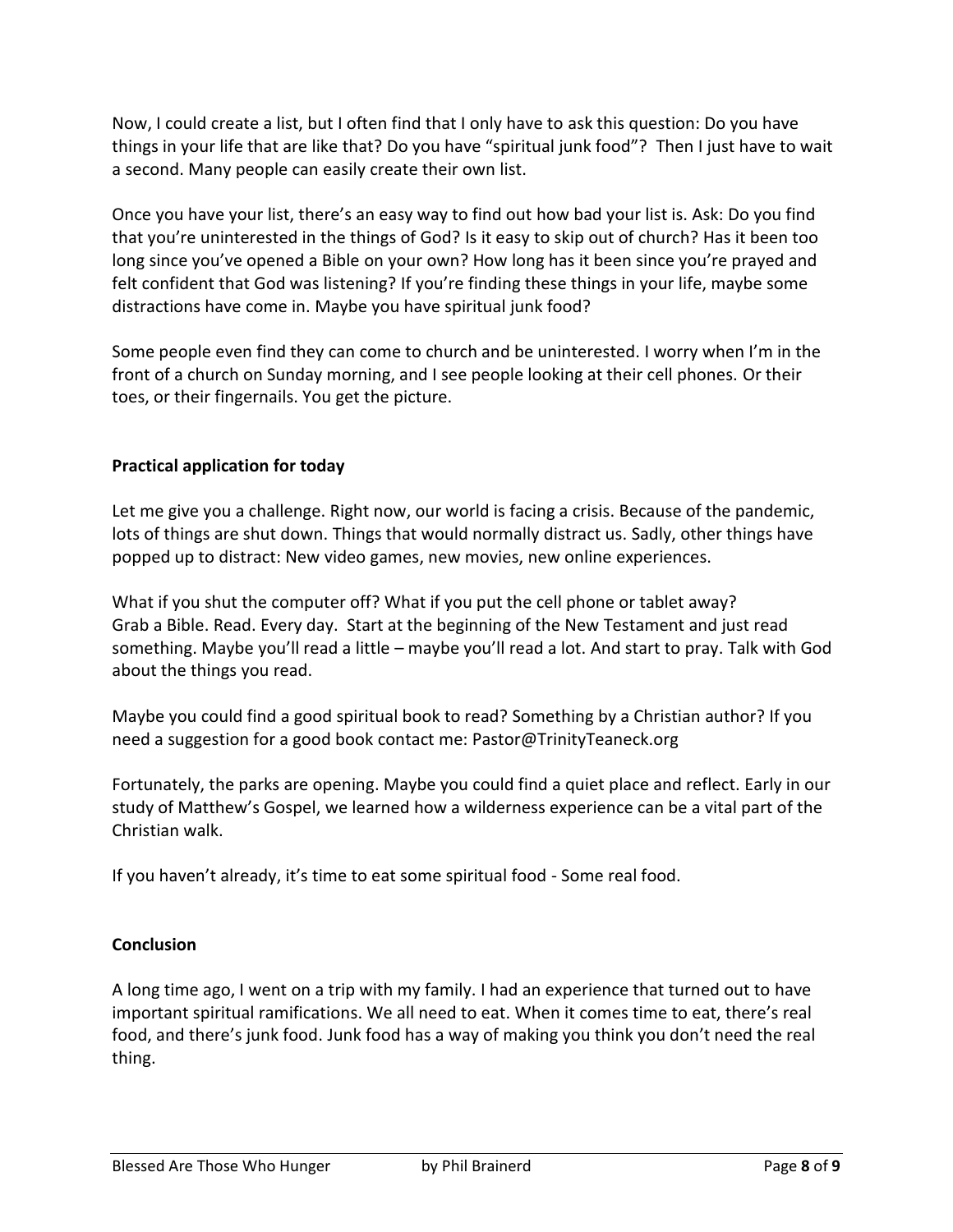Now, I could create a list, but I often find that I only have to ask this question: Do you have things in your life that are like that? Do you have "spiritual junk food"? Then I just have to wait a second. Many people can easily create their own list.

Once you have your list, there's an easy way to find out how bad your list is. Ask: Do you find that you're uninterested in the things of God? Is it easy to skip out of church? Has it been too long since you've opened a Bible on your own? How long has it been since you're prayed and felt confident that God was listening? If you're finding these things in your life, maybe some distractions have come in. Maybe you have spiritual junk food?

Some people even find they can come to church and be uninterested. I worry when I'm in the front of a church on Sunday morning, and I see people looking at their cell phones. Or their toes, or their fingernails. You get the picture.

**Practical application for today**

Let me give you a challenge. Right now, our world is facing a crisis. Because of the pandemic, lots of things are shut down. Things that would normally distract us. Sadly, other things have popped up to distract: New video games, new movies, new online experiences.

What if you shut the computer off? What if you put the cell phone or tablet away? Grab a Bible. Read. Every day. Start at the beginning of the New Testament and just read something. Maybe you'll read a little – maybe you'll read a lot. And start to pray. Talk with God about the things you read.

Maybe you could find a good spiritual book to read? Something by a Christian author? If you need a suggestion for a good book contact me: Pastor@TrinityTeaneck.org

Fortunately, the parks are opening. Maybe you could find a quiet place and reflect. Early in our study of Matthew's Gospel, we learned how a wilderness experience can be a vital part of the Christian walk.

If you haven't already, it's time to eat some spiritual food - Some real food.

**Conclusion**

A long time ago, I went on a trip with my family. I had an experience that turned out to have important spiritual ramifications. We all need to eat. When it comes time to eat, there's real food, and there's junk food. Junk food has a way of making you think you don't need the real thing.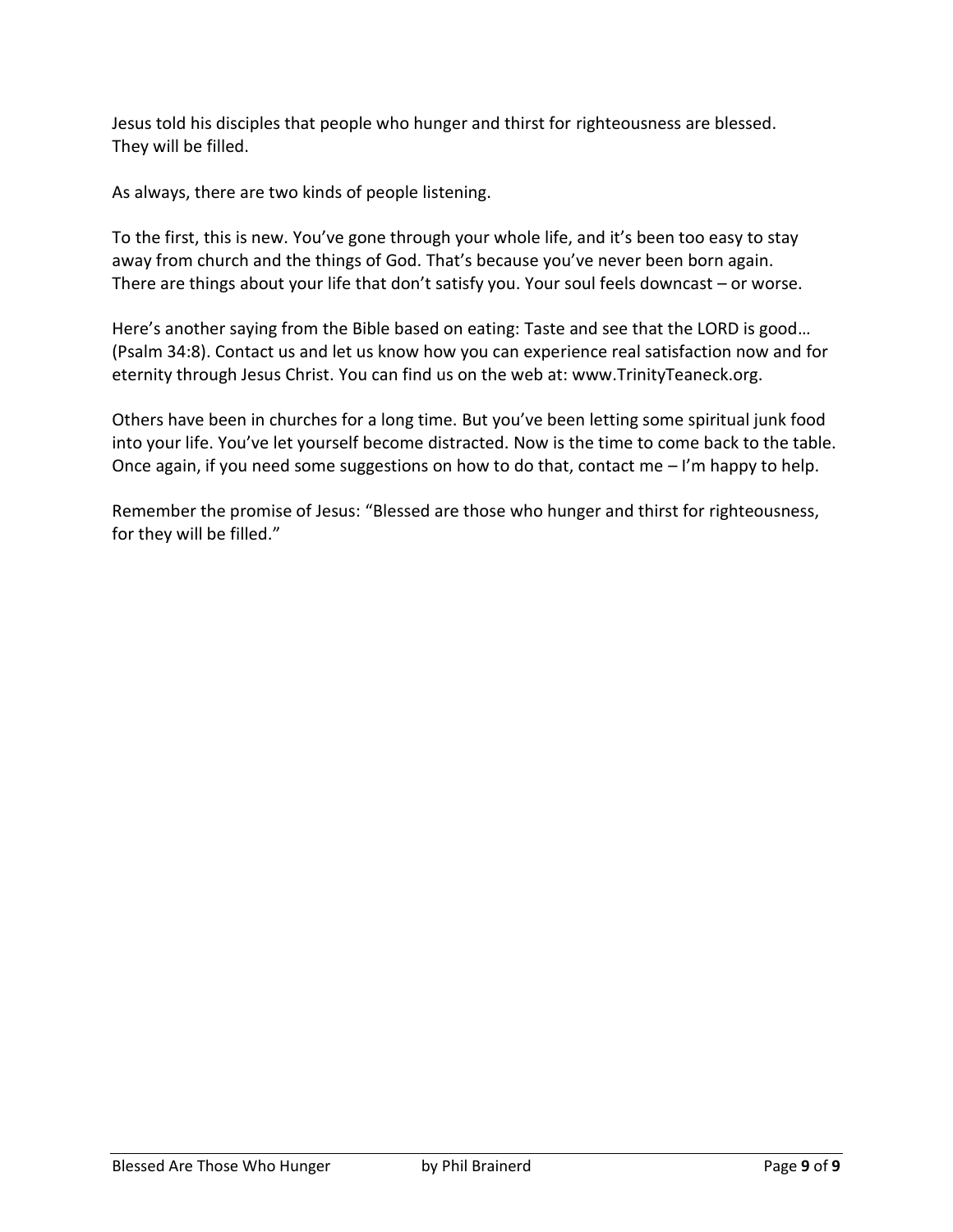Jesus told his disciples that people who hunger and thirst for righteousness are blessed. They will be filled.

As always, there are two kinds of people listening.

To the first, this is new. You've gone through your whole life, and it's been too easy to stay away from church and the things of God. That's because you've never been born again. There are things about your life that don't satisfy you. Your soul feels downcast – or worse.

Here's another saying from the Bible based on eating: Taste and see that the LORD is good… (Psalm 34:8). Contact us and let us know how you can experience real satisfaction now and for eternity through Jesus Christ. You can find us on the web at: www.TrinityTeaneck.org.

Others have been in churches for a long time. But you've been letting some spiritual junk food into your life. You've let yourself become distracted. Now is the time to come back to the table. Once again, if you need some suggestions on how to do that, contact me – I'm happy to help.

Remember the promise of Jesus: "Blessed are those who hunger and thirst for righteousness, for they will be filled."